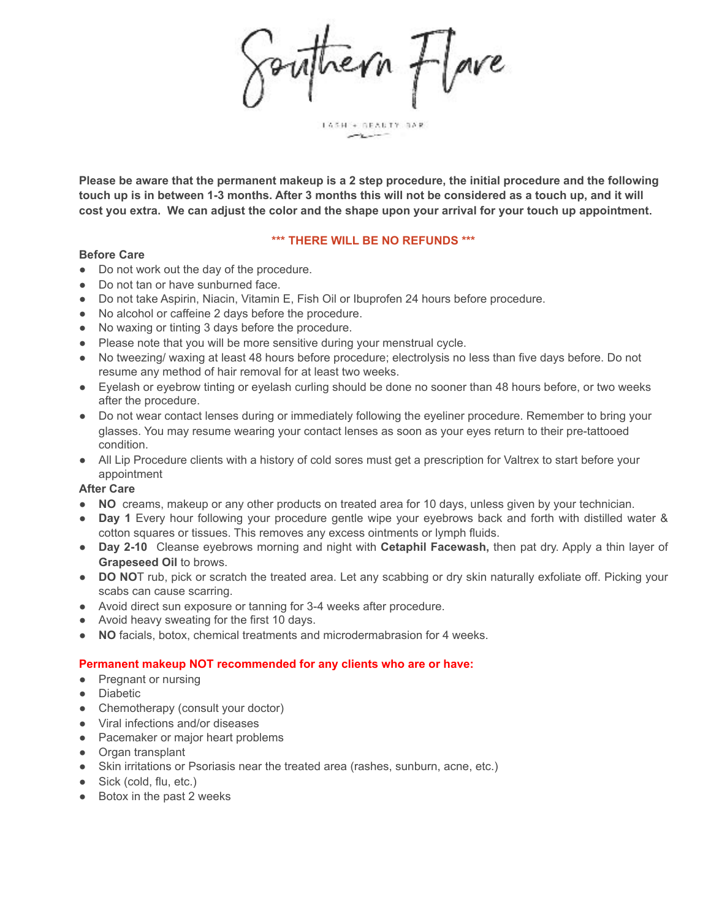# Southern Flare

LASH + BEAUTY BAR

**Please be aware that the permanent makeup is a 2 step procedure, the initial procedure and the following touch up is in between 1-3 months. After 3 months this will not be considered as a touch up, and it will cost you extra. We can adjust the color and the shape upon your arrival for your touch up appointment.**

**\*\*\* THERE WILL BE NO REFUNDS \*\*\***

**Before Care**

- Do not work out the day of the procedure.
- Do not tan or have sunburned face.
- Do not take Aspirin, Niacin, Vitamin E, Fish Oil or Ibuprofen 24 hours before procedure.
- No alcohol or caffeine 2 days before the procedure.
- No waxing or tinting 3 days before the procedure.
- Please note that you will be more sensitive during your menstrual cycle.
- No tweezing/ waxing at least 48 hours before procedure; electrolysis no less than five days before. Do not resume any method of hair removal for at least two weeks.
- Eyelash or eyebrow tinting or eyelash curling should be done no sooner than 48 hours before, or two weeks after the procedure.
- Do not wear contact lenses during or immediately following the eyeliner procedure. Remember to bring your glasses. You may resume wearing your contact lenses as soon as your eyes return to their pre-tattooed condition.
- All Lip Procedure clients with a history of cold sores must get a prescription for Valtrex to start before your appointment

**After Care**

- **NO** creams, makeup or any other products on treated area for 10 days, unless given by your technician.
- **Day 1** Every hour following your procedure gentle wipe your eyebrows back and forth with distilled water & cotton squares or tissues. This removes any excess ointments or lymph fluids.
- **Day 2-10** Cleanse eyebrows morning and night with **Cetaphil Facewash,** then pat dry. Apply a thin layer of **Grapeseed Oil** to brows.
- **DO NO**T rub, pick or scratch the treated area. Let any scabbing or dry skin naturally exfoliate off. Picking your scabs can cause scarring.
- Avoid direct sun exposure or tanning for 3-4 weeks after procedure.
- Avoid heavy sweating for the first 10 days.
- **NO** facials, botox, chemical treatments and microdermabrasion for 4 weeks.

**Permanent makeup NOT recommended for any clients who are or have:**

- Pregnant or nursing
- Diabetic
- Chemotherapy (consult your doctor)
- Viral infections and/or diseases
- Pacemaker or major heart problems
- Organ transplant
- Skin irritations or Psoriasis near the treated area (rashes, sunburn, acne, etc.)
- Sick (cold, flu, etc.)
- Botox in the past 2 weeks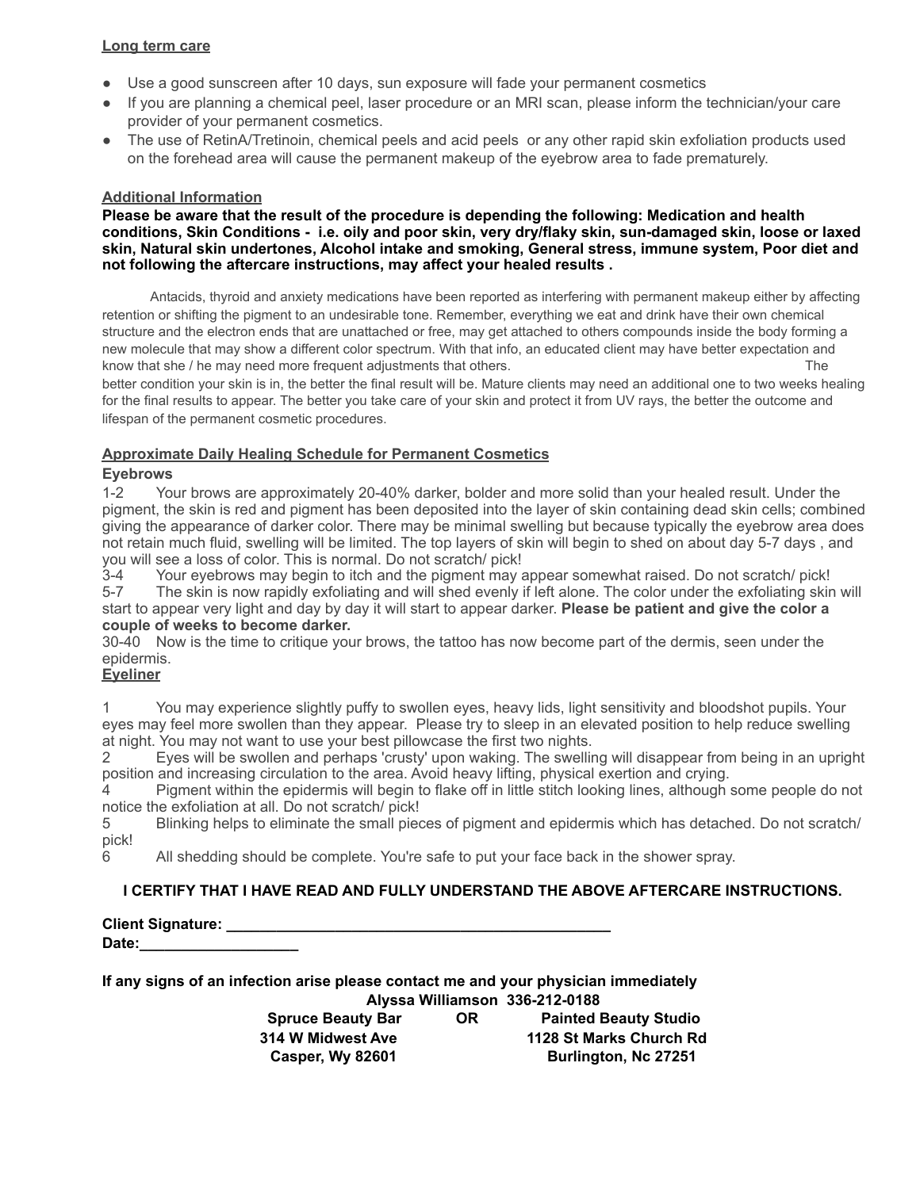**Long term care**

- Use a good sunscreen after 10 days, sun exposure will fade your permanent cosmetics
- If you are planning a chemical peel, laser procedure or an MRI scan, please inform the technician/your care provider of your permanent cosmetics.
- The use of RetinA/Tretinoin, chemical peels and acid peels or any other rapid skin exfoliation products used on the forehead area will cause the permanent makeup of the eyebrow area to fade prematurely.

**Additional Information**

**Please be aware that the result of the procedure is depending the following: Medication and health conditions, Skin Conditions - i.e. oily and poor skin, very dry/flaky skin, sun-damaged skin, loose or laxed skin, Natural skin undertones, Alcohol intake and smoking, General stress, immune system, Poor diet and not following the aftercare instructions, may affect your healed results .**

Antacids, thyroid and anxiety medications have been reported as interfering with permanent makeup either by affecting retention or shifting the pigment to an undesirable tone. Remember, everything we eat and drink have their own chemical structure and the electron ends that are unattached or free, may get attached to others compounds inside the body forming a new molecule that may show a different color spectrum. With that info, an educated client may have better expectation and know that she / he may need more frequent adjustments that others. The better condition your skin is in, the better the final result will be. Mature clients may need an additional one to two weeks healing for the final results to appear. The better you take care of your skin and protect it from UV rays, the better the outcome and lifespan of the permanent cosmetic procedures.

**Approximate Daily Healing Schedule for Permanent Cosmetics**

**Eyebrows**

1-2 Your brows are approximately 20-40% darker, bolder and more solid than your healed result. Under the pigment, the skin is red and pigment has been deposited into the layer of skin containing dead skin cells; combined giving the appearance of darker color. There may be minimal swelling but because typically the eyebrow area does not retain much fluid, swelling will be limited. The top layers of skin will begin to shed on about day 5-7 days , and you will see a loss of color. This is normal. Do not scratch/ pick!

3-4 Your eyebrows may begin to itch and the pigment may appear somewhat raised. Do not scratch/ pick!

5-7 The skin is now rapidly exfoliating and will shed evenly if left alone. The color under the exfoliating skin will start to appear very light and day by day it will start to appear darker. **Please be patient and give the color a couple of weeks to become darker.**

30-40 Now is the time to critique your brows, the tattoo has now become part of the dermis, seen under the epidermis.

**Eyeliner**

1 You may experience slightly puffy to swollen eyes, heavy lids, light sensitivity and bloodshot pupils. Your eyes may feel more swollen than they appear. Please try to sleep in an elevated position to help reduce swelling at night. You may not want to use your best pillowcase the first two nights.

2 Eyes will be swollen and perhaps 'crusty' upon waking. The swelling will disappear from being in an upright position and increasing circulation to the area. Avoid heavy lifting, physical exertion and crying.

4 Pigment within the epidermis will begin to flake off in little stitch looking lines, although some people do not notice the exfoliation at all. Do not scratch/ pick!

5 Blinking helps to eliminate the small pieces of pigment and epidermis which has detached. Do not scratch/ pick!

6 All shedding should be complete. You're safe to put your face back in the shower spray.

**I CERTIFY THAT I HAVE READ AND FULLY UNDERSTAND THE ABOVE AFTERCARE INSTRUCTIONS.**

**Client Signature: ______________________________________________**

**Date:___________________**

**If any signs of an infection arise please contact me and your physician immediately**

**Alyssa Williamson 336-212-0188**

**Spruce Beauty Bar**
**314 W Midwest Ave**
**Casper, Wy 82601**

**OR**

**Painted Beauty Studio**
**1128 St Marks Church Rd**
**Burlington, Nc 27251**